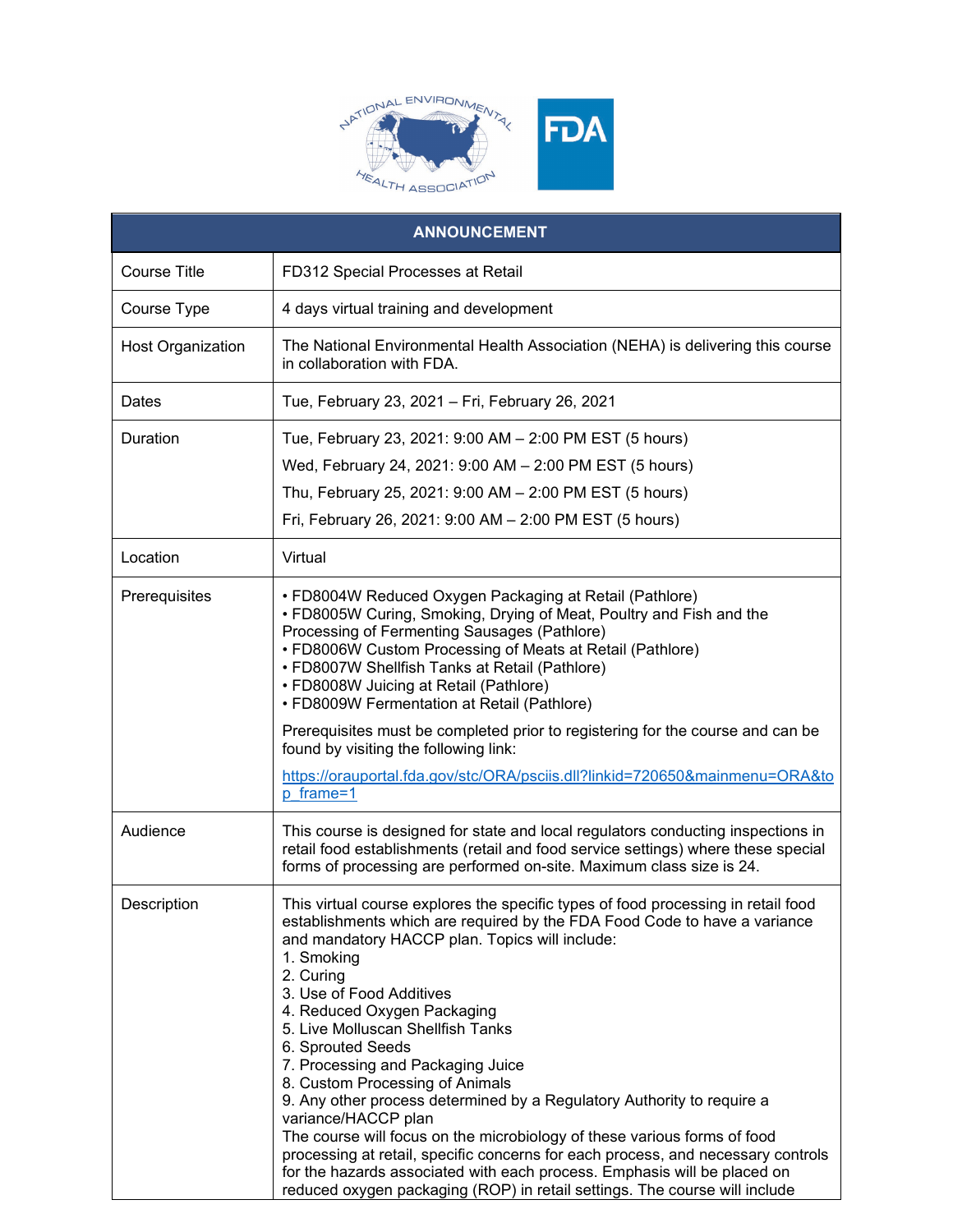| ANNOUNCEMENT | |
|---|---|
| Course Title | FD312 Special Processes at Retail |
| Course Type | 4 days virtual training and development |
| Host Organization | The National Environmental Health Association (NEHA) is delivering this course in collaboration with FDA. |
| Dates | Tue, February 23, 2021 – Fri, February 26, 2021 |
| Duration | Tue, February 23, 2021: 9:00 AM – 2:00 PM EST (5 hours)<br>Wed, February 24, 2021: 9:00 AM – 2:00 PM EST (5 hours)<br>Thu, February 25, 2021: 9:00 AM – 2:00 PM EST (5 hours)<br>Fri, February 26, 2021: 9:00 AM – 2:00 PM EST (5 hours) |
| Location | Virtual |
| Prerequisites | • FD8004W Reduced Oxygen Packaging at Retail (Pathlore)<br>• FD8005W Curing, Smoking, Drying of Meat, Poultry and Fish and the Processing of Fermenting Sausages (Pathlore)<br>• FD8006W Custom Processing of Meats at Retail (Pathlore)<br>• FD8007W Shellfish Tanks at Retail (Pathlore)<br>• FD8008W Juicing at Retail (Pathlore)<br>• FD8009W Fermentation at Retail (Pathlore)<br><br>Prerequisites must be completed prior to registering for the course and can be found by visiting the following link:<br><br>https://orauportal.fda.gov/stc/ORA/psciis.dll?linkid=720650&mainmenu=ORA&top_frame=1 |
| Audience | This course is designed for state and local regulators conducting inspections in retail food establishments (retail and food service settings) where these special forms of processing are performed on-site. Maximum class size is 24. |
| Description | This virtual course explores the specific types of food processing in retail food establishments which are required by the FDA Food Code to have a variance and mandatory HACCP plan. Topics will include:<br>1. Smoking<br>2. Curing<br>3. Use of Food Additives<br>4. Reduced Oxygen Packaging<br>5. Live Molluscan Shellfish Tanks<br>6. Sprouted Seeds<br>7. Processing and Packaging Juice<br>8. Custom Processing of Animals<br>9. Any other process determined by a Regulatory Authority to require a variance/HACCP plan<br>The course will focus on the microbiology of these various forms of food processing at retail, specific concerns for each process, and necessary controls for the hazards associated with each process. Emphasis will be placed on reduced oxygen packaging (ROP) in retail settings. The course will include |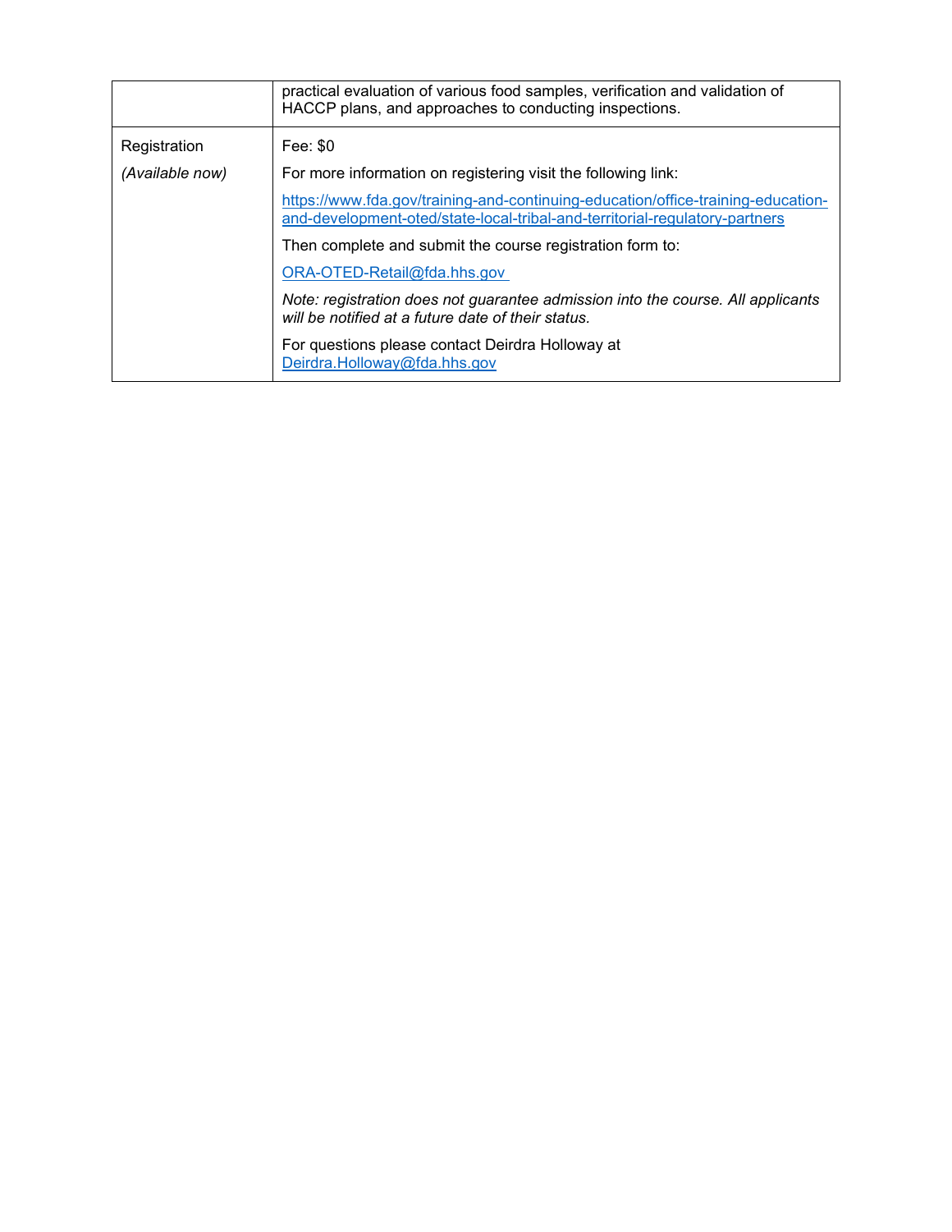| | |
|---|---|
| | practical evaluation of various food samples, verification and validation of HACCP plans, and approaches to conducting inspections. |
| Registration<br>*(Available now)* | Fee: $0<br>For more information on registering visit the following link:<br>https://www.fda.gov/training-and-continuing-education/office-training-education-and-development-oted/state-local-tribal-and-territorial-regulatory-partners<br>Then complete and submit the course registration form to:<br>ORA-OTED-Retail@fda.hhs.gov<br>*Note: registration does not guarantee admission into the course. All applicants will be notified at a future date of their status.*<br>For questions please contact Deirdra Holloway at Deirdra.Holloway@fda.hhs.gov |